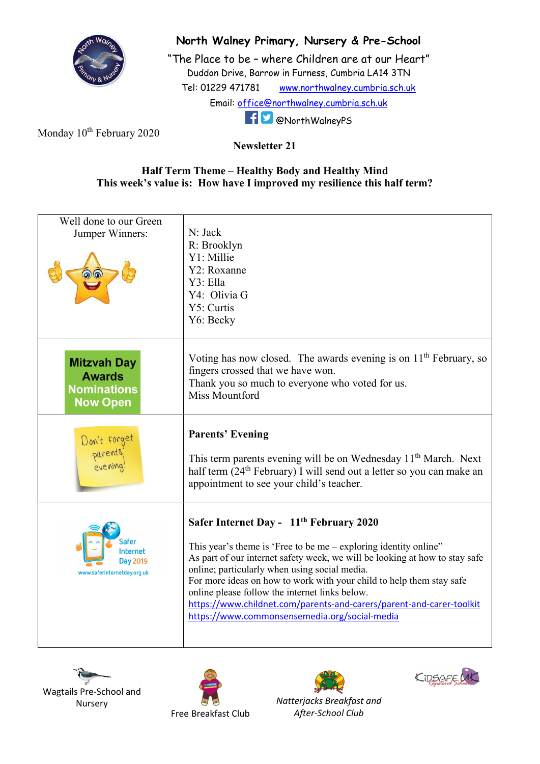# North Walney Primary, Nursery & Pre-School

"The Place to be – where Children are at our Heart"

Duddon Drive, Barrow in Furness, Cumbria LA14 3TN

Tel: 01229 471781 www.northwalney.cumbria.sch.uk

Email: office@northwalney.cumbria.sch.uk

@NorthWalneyPS

Monday 10th February 2020

**Newsletter 21**

**Half Term Theme – Healthy Body and Healthy Mind**
**This week's value is: How have I improved my resilience this half term?**

| | |
|---|---|
| Well done to our Green Jumper Winners: | N: Jack<br>R: Brooklyn<br>Y1: Millie<br>Y2: Roxanne<br>Y3: Ella<br>Y4: Olivia G<br>Y5: Curtis<br>Y6: Becky |
| **Mitzvah Day Awards Nominations Now Open** | Voting has now closed. The awards evening is on 11th February, so fingers crossed that we have won.<br>Thank you so much to everyone who voted for us.<br>Miss Mountford |
| Don't forget parents evening! | **Parents' Evening**<br><br>This term parents evening will be on Wednesday 11th March. Next half term (24th February) I will send out a letter so you can make an appointment to see your child's teacher. |
| Safer Internet Day 2019<br>www.saferinternetday.org.uk | **Safer Internet Day - 11th February 2020**<br><br>This year's theme is 'Free to be me – exploring identity online"<br>As part of our internet safety week, we will be looking at how to stay safe online; particularly when using social media.<br>For more ideas on how to work with your child to help them stay safe online please follow the internet links below.<br>https://www.childnet.com/parents-and-carers/parent-and-carer-toolkit<br>https://www.commonsensemedia.org/social-media |

Wagtails Pre-School and Nursery

Free Breakfast Club

*Natterjacks Breakfast and After-School Club*

KidSafe UK Registered School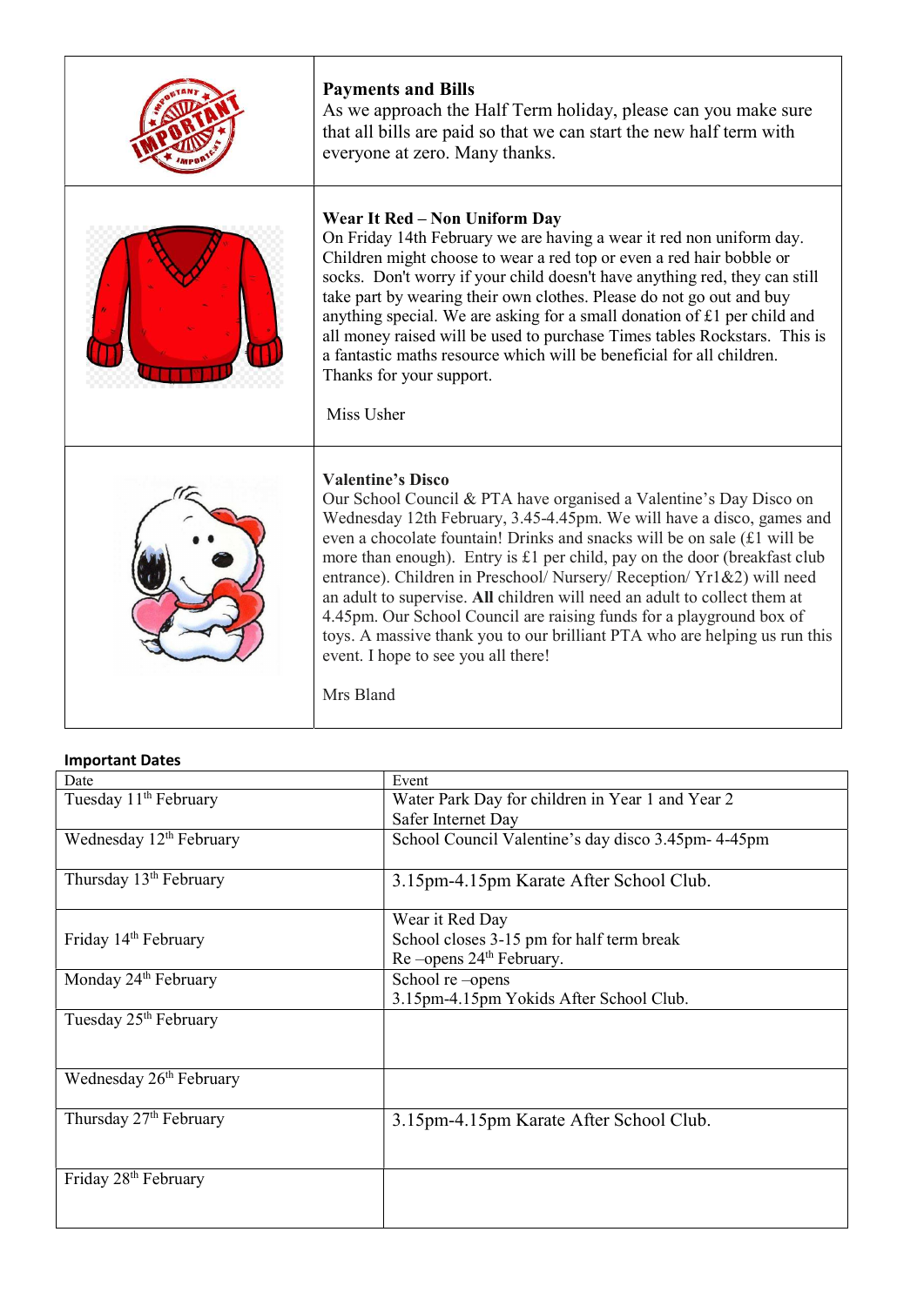**Payments and Bills**

As we approach the Half Term holiday, please can you make sure that all bills are paid so that we can start the new half term with everyone at zero. Many thanks.

**Wear It Red – Non Uniform Day**

On Friday 14th February we are having a wear it red non uniform day. Children might choose to wear a red top or even a red hair bobble or socks. Don't worry if your child doesn't have anything red, they can still take part by wearing their own clothes. Please do not go out and buy anything special. We are asking for a small donation of £1 per child and all money raised will be used to purchase Times tables Rockstars. This is a fantastic maths resource which will be beneficial for all children. Thanks for your support.

Miss Usher

**Valentine's Disco**

Our School Council & PTA have organised a Valentine's Day Disco on Wednesday 12th February, 3.45-4.45pm. We will have a disco, games and even a chocolate fountain! Drinks and snacks will be on sale (£1 will be more than enough). Entry is £1 per child, pay on the door (breakfast club entrance). Children in Preschool/ Nursery/ Reception/ Yr1&2) will need an adult to supervise. **All** children will need an adult to collect them at 4.45pm. Our School Council are raising funds for a playground box of toys. A massive thank you to our brilliant PTA who are helping us run this event. I hope to see you all there!

Mrs Bland

**Important Dates**

| Date | Event |
|---|---|
| Tuesday 11th February | Water Park Day for children in Year 1 and Year 2<br>Safer Internet Day |
| Wednesday 12th February | School Council Valentine's day disco 3.45pm- 4-45pm |
| Thursday 13th February | 3.15pm-4.15pm Karate After School Club. |
| Friday 14th February | Wear it Red Day<br>School closes 3-15 pm for half term break<br>Re –opens 24th February. |
| Monday 24th February | School re –opens<br>3.15pm-4.15pm Yokids After School Club. |
| Tuesday 25th February | |
| Wednesday 26th February | |
| Thursday 27th February | 3.15pm-4.15pm Karate After School Club. |
| Friday 28th February | |